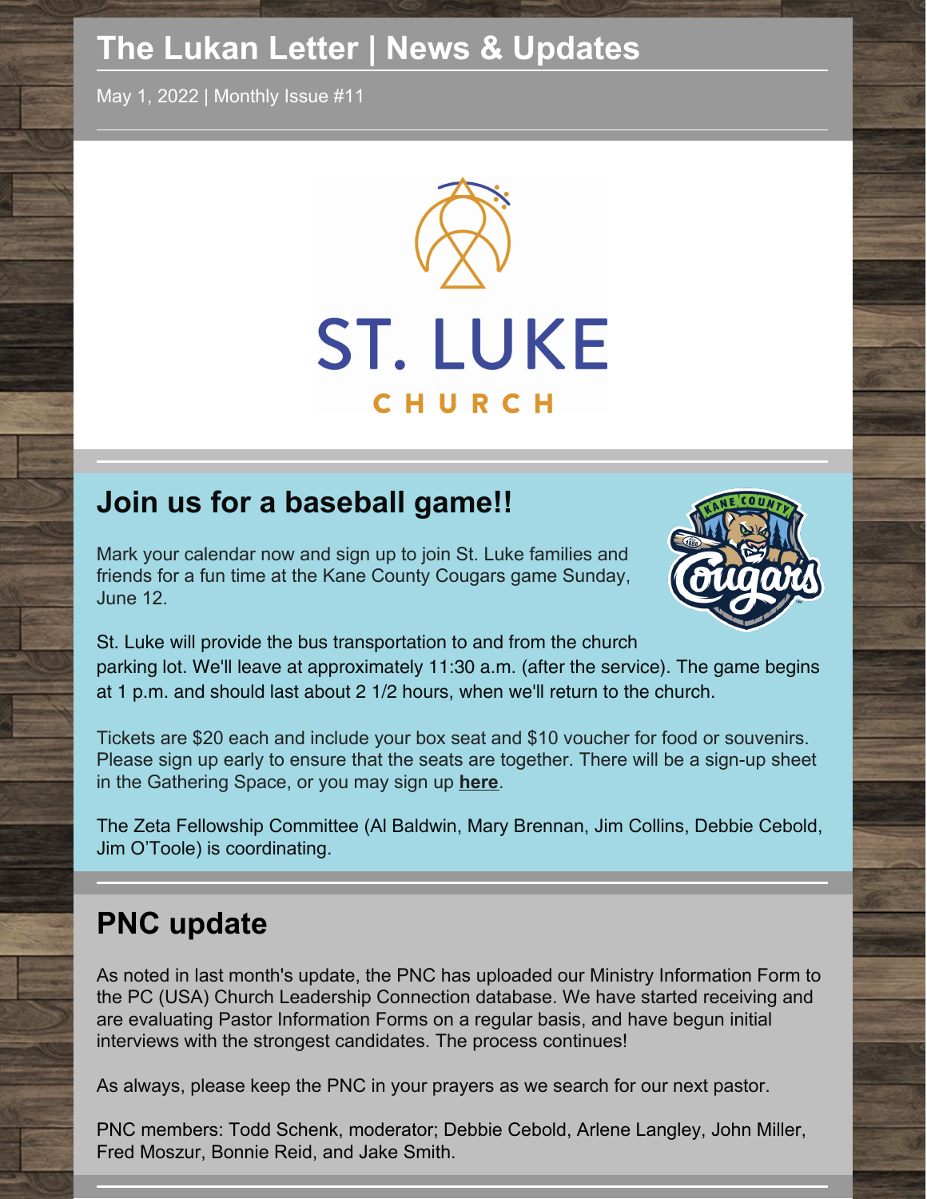# The Lukan Letter | News & Updates

May 1, 2022 | Monthly Issue #11

ST. LUKE CHURCH

## Join us for a baseball game!!

Mark your calendar now and sign up to join St. Luke families and friends for a fun time at the Kane County Cougars game Sunday, June 12.

St. Luke will provide the bus transportation to and from the church parking lot. We'll leave at approximately 11:30 a.m. (after the service). The game begins at 1 p.m. and should last about 2 1/2 hours, when we'll return to the church.

Tickets are $20 each and include your box seat and $10 voucher for food or souvenirs. Please sign up early to ensure that the seats are together. There will be a sign-up sheet in the Gathering Space, or you may sign up **here**.

The Zeta Fellowship Committee (Al Baldwin, Mary Brennan, Jim Collins, Debbie Cebold, Jim O'Toole) is coordinating.

## PNC update

As noted in last month's update, the PNC has uploaded our Ministry Information Form to the PC (USA) Church Leadership Connection database. We have started receiving and are evaluating Pastor Information Forms on a regular basis, and have begun initial interviews with the strongest candidates. The process continues!

As always, please keep the PNC in your prayers as we search for our next pastor.

PNC members: Todd Schenk, moderator; Debbie Cebold, Arlene Langley, John Miller, Fred Moszur, Bonnie Reid, and Jake Smith.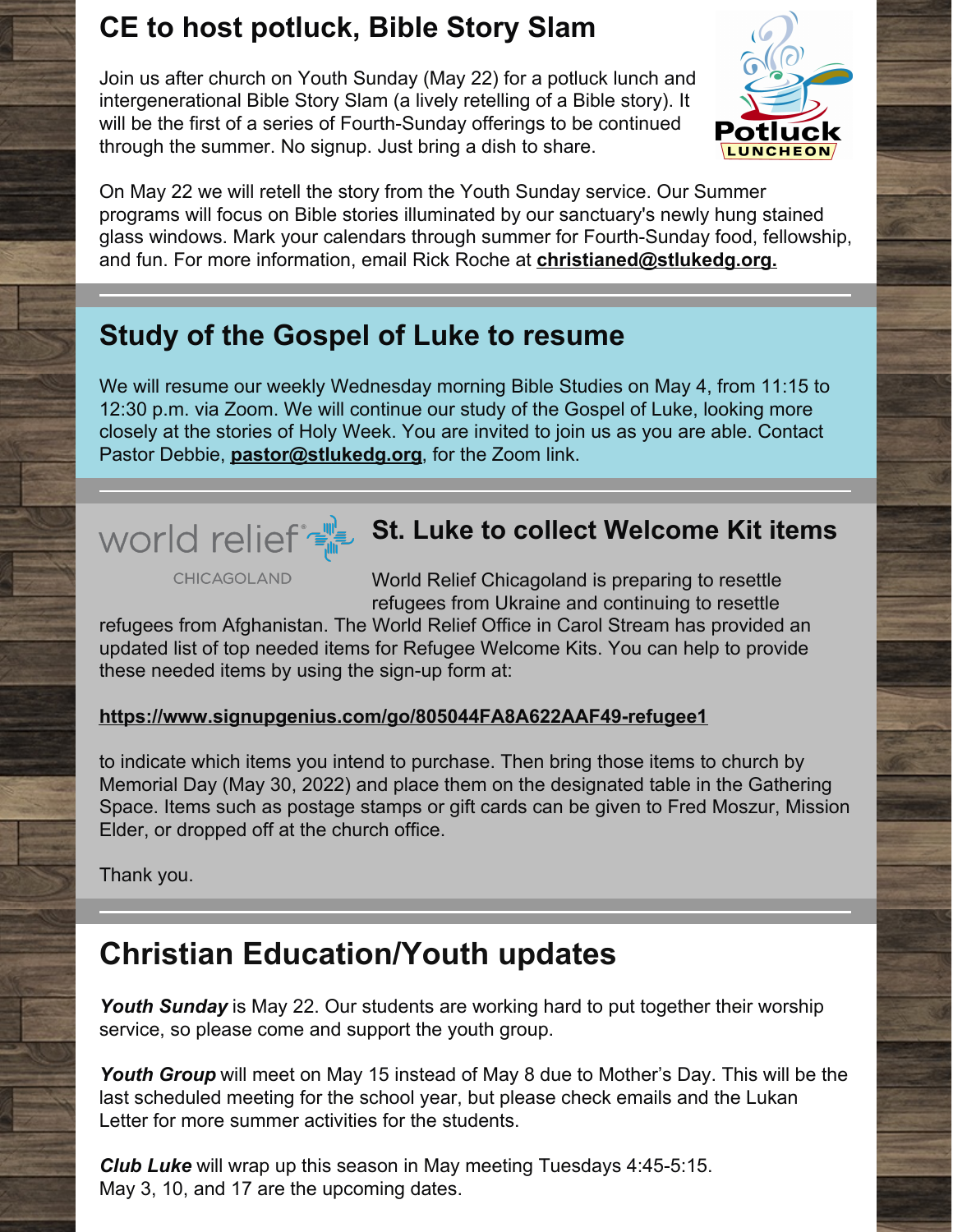## CE to host potluck, Bible Story Slam

Join us after church on Youth Sunday (May 22) for a potluck lunch and intergenerational Bible Story Slam (a lively retelling of a Bible story). It will be the first of a series of Fourth-Sunday offerings to be continued through the summer. No signup. Just bring a dish to share.

On May 22 we will retell the story from the Youth Sunday service. Our Summer programs will focus on Bible stories illuminated by our sanctuary's newly hung stained glass windows. Mark your calendars through summer for Fourth-Sunday food, fellowship, and fun. For more information, email Rick Roche at **christianed@stlukedg.org.**

---

## Study of the Gospel of Luke to resume

We will resume our weekly Wednesday morning Bible Studies on May 4, from 11:15 to 12:30 p.m. via Zoom. We will continue our study of the Gospel of Luke, looking more closely at the stories of Holy Week. You are invited to join us as you are able. Contact Pastor Debbie, **pastor@stlukedg.org**, for the Zoom link.

---

## St. Luke to collect Welcome Kit items

World Relief Chicagoland is preparing to resettle refugees from Ukraine and continuing to resettle refugees from Afghanistan. The World Relief Office in Carol Stream has provided an updated list of top needed items for Refugee Welcome Kits. You can help to provide these needed items by using the sign-up form at:

**https://www.signupgenius.com/go/805044FA8A622AAF49-refugee1**

to indicate which items you intend to purchase. Then bring those items to church by Memorial Day (May 30, 2022) and place them on the designated table in the Gathering Space. Items such as postage stamps or gift cards can be given to Fred Moszur, Mission Elder, or dropped off at the church office.

Thank you.

---

## Christian Education/Youth updates

***Youth Sunday*** is May 22. Our students are working hard to put together their worship service, so please come and support the youth group.

***Youth Group*** will meet on May 15 instead of May 8 due to Mother's Day. This will be the last scheduled meeting for the school year, but please check emails and the Lukan Letter for more summer activities for the students.

***Club Luke*** will wrap up this season in May meeting Tuesdays 4:45-5:15.
May 3, 10, and 17 are the upcoming dates.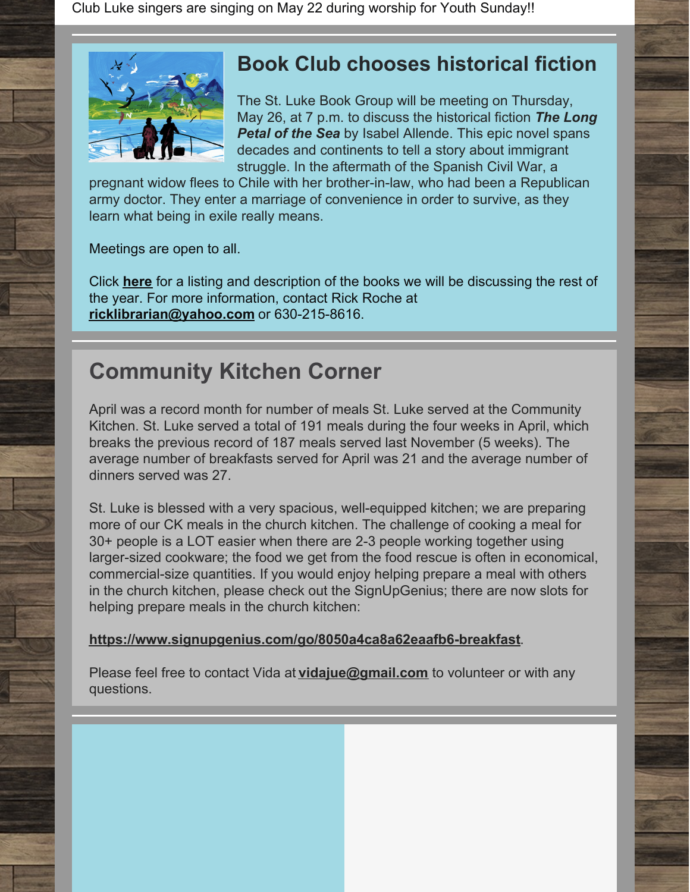Club Luke singers are singing on May 22 during worship for Youth Sunday!!

## Book Club chooses historical fiction

The St. Luke Book Group will be meeting on Thursday, May 26, at 7 p.m. to discuss the historical fiction ***The Long Petal of the Sea*** by Isabel Allende. This epic novel spans decades and continents to tell a story about immigrant struggle. In the aftermath of the Spanish Civil War, a pregnant widow flees to Chile with her brother-in-law, who had been a Republican army doctor. They enter a marriage of convenience in order to survive, as they learn what being in exile really means.

Meetings are open to all.

Click **here** for a listing and description of the books we will be discussing the rest of the year. For more information, contact Rick Roche at **ricklibrarian@yahoo.com** or 630-215-8616.

## Community Kitchen Corner

April was a record month for number of meals St. Luke served at the Community Kitchen. St. Luke served a total of 191 meals during the four weeks in April, which breaks the previous record of 187 meals served last November (5 weeks). The average number of breakfasts served for April was 21 and the average number of dinners served was 27.

St. Luke is blessed with a very spacious, well-equipped kitchen; we are preparing more of our CK meals in the church kitchen. The challenge of cooking a meal for 30+ people is a LOT easier when there are 2-3 people working together using larger-sized cookware; the food we get from the food rescue is often in economical, commercial-size quantities. If you would enjoy helping prepare a meal with others in the church kitchen, please check out the SignUpGenius; there are now slots for helping prepare meals in the church kitchen:

**https://www.signupgenius.com/go/8050a4ca8a62eaafb6-breakfast**.

Please feel free to contact Vida at **vidajue@gmail.com** to volunteer or with any questions.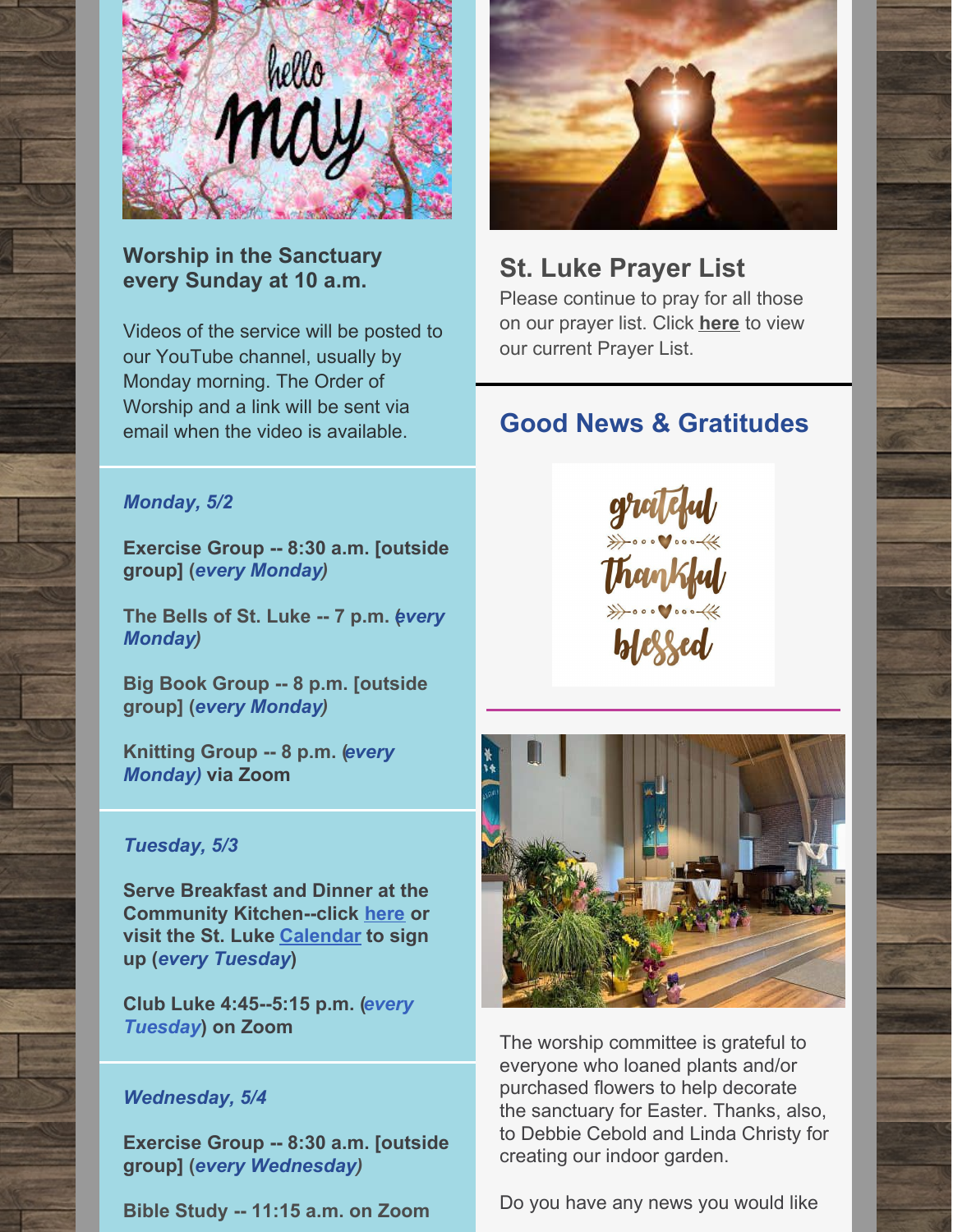**Worship in the Sanctuary every Sunday at 10 a.m.**

Videos of the service will be posted to our YouTube channel, usually by Monday morning. The Order of Worship and a link will be sent via email when the video is available.

***Monday, 5/2***

**Exercise Group -- 8:30 a.m. [outside group] (*every Monday*)**

**The Bells of St. Luke -- 7 p.m. (*every Monday*)**

**Big Book Group -- 8 p.m. [outside group] (*every Monday*)**

**Knitting Group -- 8 p.m. (*every Monday*) via Zoom**

***Tuesday, 5/3***

**Serve Breakfast and Dinner at the Community Kitchen--click here or visit the St. Luke Calendar to sign up (*every Tuesday*)**

**Club Luke 4:45--5:15 p.m. (*every Tuesday*) on Zoom**

***Wednesday, 5/4***

**Exercise Group -- 8:30 a.m. [outside group] (*every Wednesday*)**

**Bible Study -- 11:15 a.m. on Zoom**

## St. Luke Prayer List

Please continue to pray for all those on our prayer list. Click **here** to view our current Prayer List.

## Good News & Gratitudes

The worship committee is grateful to everyone who loaned plants and/or purchased flowers to help decorate the sanctuary for Easter. Thanks, also, to Debbie Cebold and Linda Christy for creating our indoor garden.

Do you have any news you would like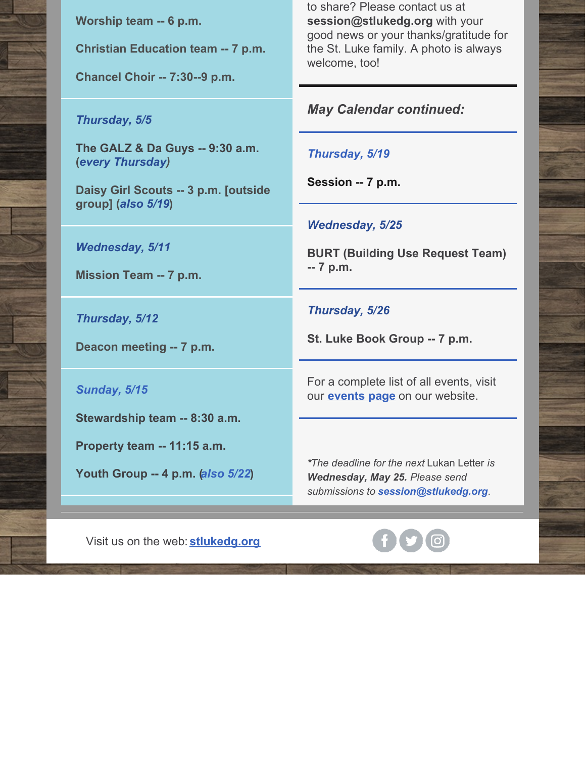**Worship team -- 6 p.m.**

**Christian Education team -- 7 p.m.**

**Chancel Choir -- 7:30--9 p.m.**

***Thursday, 5/5***

**The GALZ & Da Guys -- 9:30 a.m. (*every Thursday*)**

**Daisy Girl Scouts -- 3 p.m. [outside group] (*also 5/19*)**

***Wednesday, 5/11***

**Mission Team -- 7 p.m.**

***Thursday, 5/12***

**Deacon meeting -- 7 p.m.**

***Sunday, 5/15***

**Stewardship team -- 8:30 a.m.**

**Property team -- 11:15 a.m.**

**Youth Group -- 4 p.m. (*also 5/22*)**

to share? Please contact us at **session@stlukedg.org** with your good news or your thanks/gratitude for the St. Luke family. A photo is always welcome, too!

## *May Calendar continued:*

***Thursday, 5/19***

**Session -- 7 p.m.**

***Wednesday, 5/25***

**BURT (Building Use Request Team) -- 7 p.m.**

***Thursday, 5/26***

**St. Luke Book Group -- 7 p.m.**

For a complete list of all events, visit our **events page** on our website.

**The deadline for the next* Lukan Letter *is **Wednesday, May 25.** Please send submissions to **session@stlukedg.org**.*

Visit us on the web: **stlukedg.org**